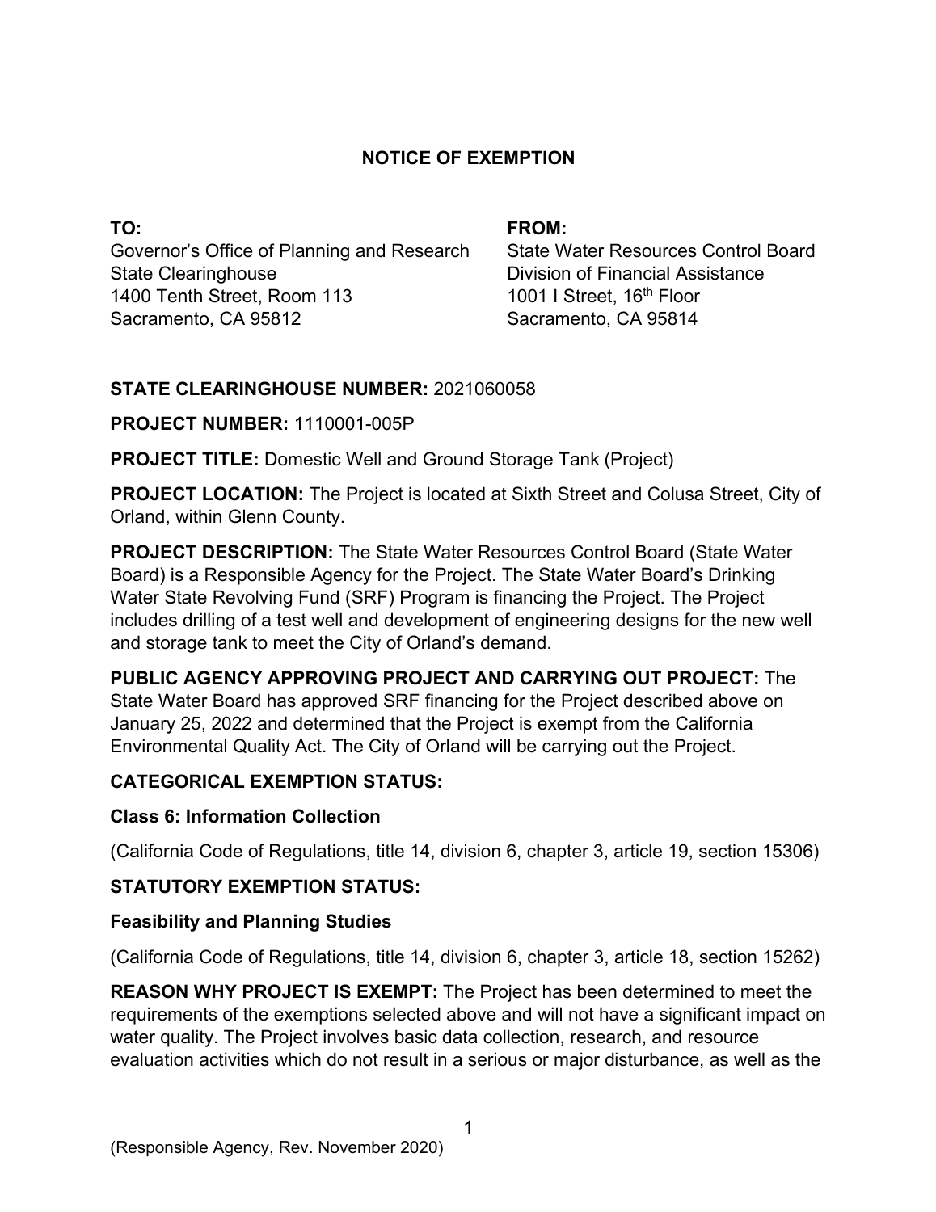# NOTICE OF EXEMPTION

**TO:**
Governor's Office of Planning and Research
State Clearinghouse
1400 Tenth Street, Room 113
Sacramento, CA 95812

**FROM:**
State Water Resources Control Board
Division of Financial Assistance
1001 I Street, 16th Floor
Sacramento, CA 95814

**STATE CLEARINGHOUSE NUMBER:** 2021060058

**PROJECT NUMBER:** 1110001-005P

**PROJECT TITLE:** Domestic Well and Ground Storage Tank (Project)

**PROJECT LOCATION:** The Project is located at Sixth Street and Colusa Street, City of Orland, within Glenn County.

**PROJECT DESCRIPTION:** The State Water Resources Control Board (State Water Board) is a Responsible Agency for the Project. The State Water Board's Drinking Water State Revolving Fund (SRF) Program is financing the Project. The Project includes drilling of a test well and development of engineering designs for the new well and storage tank to meet the City of Orland's demand.

**PUBLIC AGENCY APPROVING PROJECT AND CARRYING OUT PROJECT:** The State Water Board has approved SRF financing for the Project described above on January 25, 2022 and determined that the Project is exempt from the California Environmental Quality Act. The City of Orland will be carrying out the Project.

**CATEGORICAL EXEMPTION STATUS:**

**Class 6: Information Collection**

(California Code of Regulations, title 14, division 6, chapter 3, article 19, section 15306)

**STATUTORY EXEMPTION STATUS:**

**Feasibility and Planning Studies**

(California Code of Regulations, title 14, division 6, chapter 3, article 18, section 15262)

**REASON WHY PROJECT IS EXEMPT:** The Project has been determined to meet the requirements of the exemptions selected above and will not have a significant impact on water quality. The Project involves basic data collection, research, and resource evaluation activities which do not result in a serious or major disturbance, as well as the

(Responsible Agency, Rev. November 2020)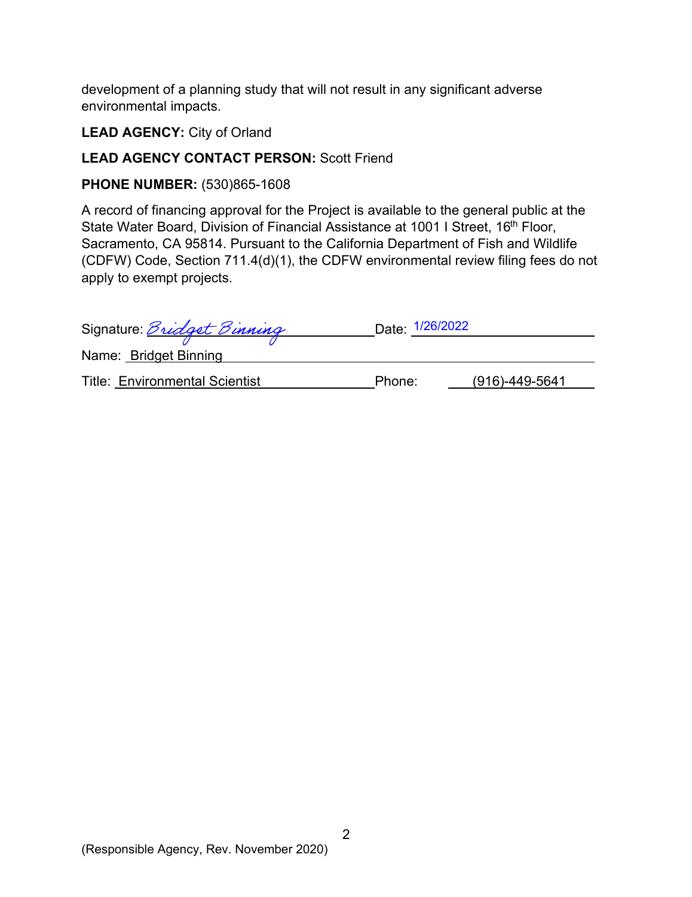development of a planning study that will not result in any significant adverse environmental impacts.

**LEAD AGENCY:** City of Orland

**LEAD AGENCY CONTACT PERSON:** Scott Friend

**PHONE NUMBER:** (530)865-1608

A record of financing approval for the Project is available to the general public at the State Water Board, Division of Financial Assistance at 1001 I Street, 16th Floor, Sacramento, CA 95814. Pursuant to the California Department of Fish and Wildlife (CDFW) Code, Section 711.4(d)(1), the CDFW environmental review filing fees do not apply to exempt projects.

Signature: *Bridget Binning* Date: 1/26/2022

Name: Bridget Binning

Title: Environmental Scientist Phone: (916)-449-5641

(Responsible Agency, Rev. November 2020)